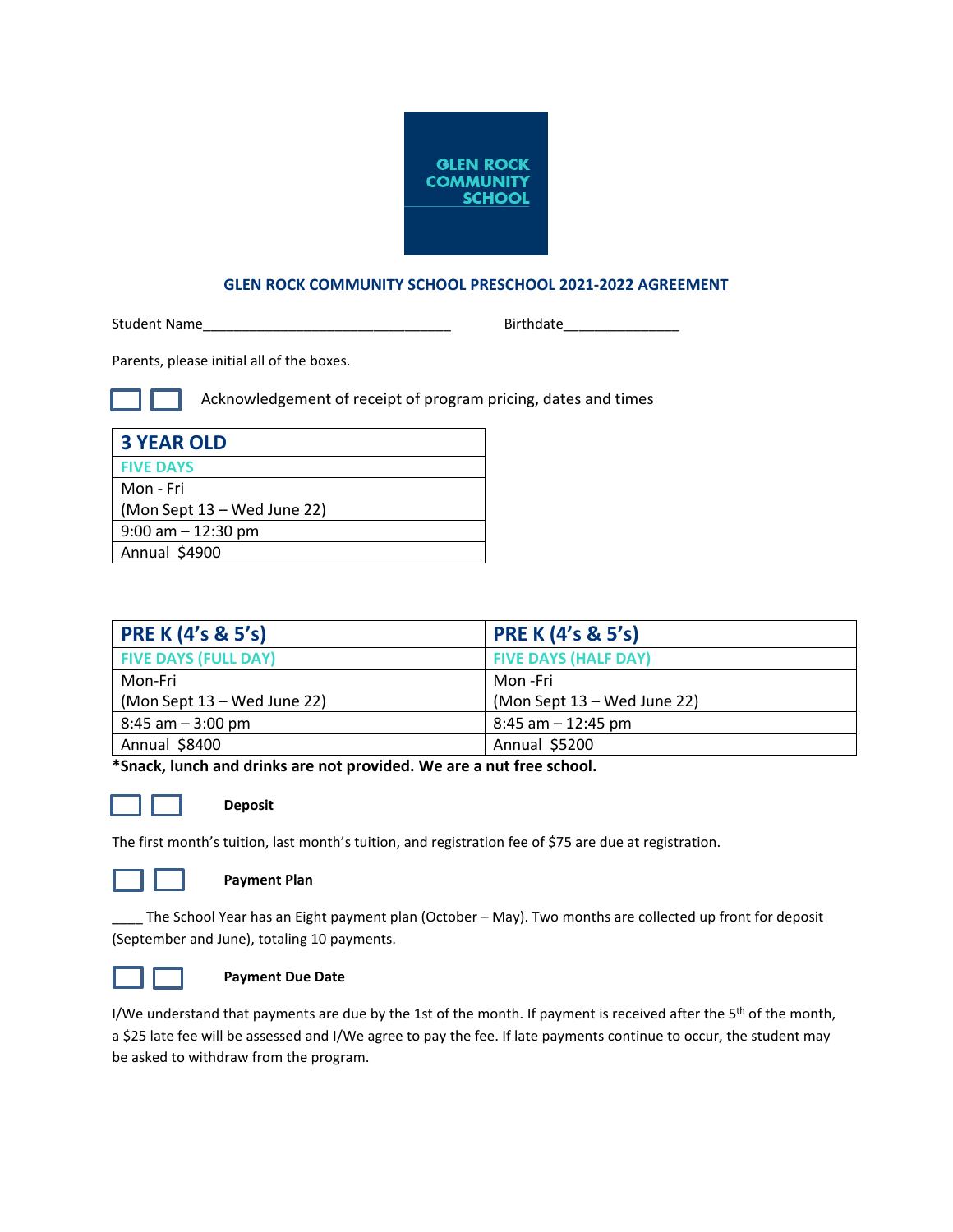GLEN ROCK COMMUNITY SCHOOL

## GLEN ROCK COMMUNITY SCHOOL PRESCHOOL 2021-2022 AGREEMENT

Student Name_________________________________ Birthdate_______________

Parents, please initial all of the boxes.

☐ ☐ Acknowledgement of receipt of program pricing, dates and times

| 3 YEAR OLD |
|---|
| FIVE DAYS |
| Mon - Fri (Mon Sept 13 – Wed June 22) |
| 9:00 am – 12:30 pm |
| Annual $4900 |

| PRE K (4's & 5's) | PRE K (4's & 5's) |
|---|---|
| FIVE DAYS (FULL DAY) | FIVE DAYS (HALF DAY) |
| Mon-Fri (Mon Sept 13 – Wed June 22) | Mon -Fri (Mon Sept 13 – Wed June 22) |
| 8:45 am – 3:00 pm | 8:45 am – 12:45 pm |
| Annual $8400 | Annual $5200 |

**\*Snack, lunch and drinks are not provided. We are a nut free school.**

☐ ☐ **Deposit**

The first month's tuition, last month's tuition, and registration fee of $75 are due at registration.

☐ ☐ **Payment Plan**

____ The School Year has an Eight payment plan (October – May). Two months are collected up front for deposit (September and June), totaling 10 payments.

☐ ☐ **Payment Due Date**

I/We understand that payments are due by the 1st of the month. If payment is received after the 5th of the month, a $25 late fee will be assessed and I/We agree to pay the fee. If late payments continue to occur, the student may be asked to withdraw from the program.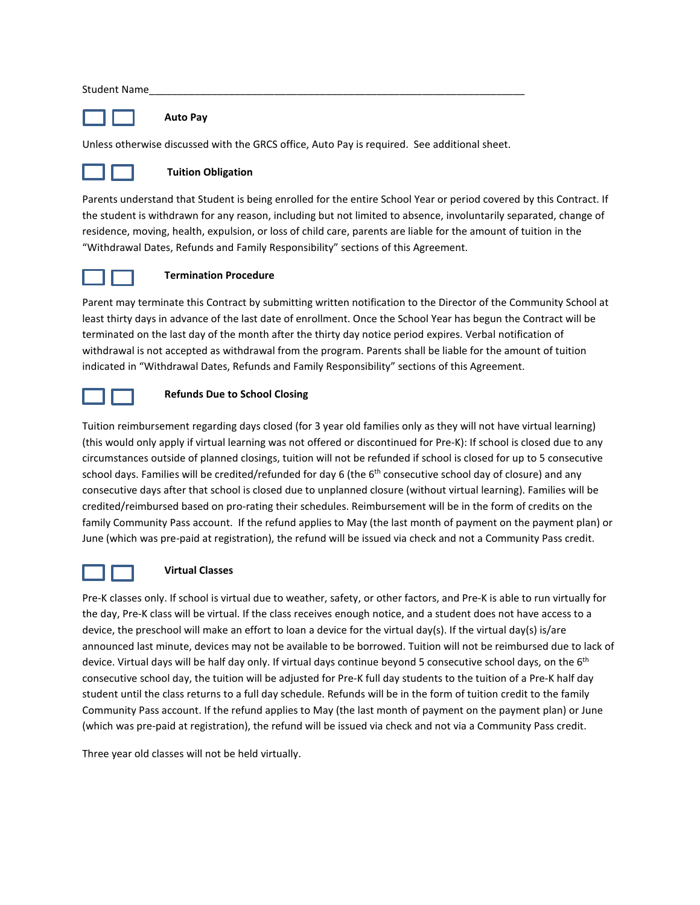Student Name_________________________________________________________________

☐ ☐ **Auto Pay**

Unless otherwise discussed with the GRCS office, Auto Pay is required. See additional sheet.

☐ ☐ **Tuition Obligation**

Parents understand that Student is being enrolled for the entire School Year or period covered by this Contract. If the student is withdrawn for any reason, including but not limited to absence, involuntarily separated, change of residence, moving, health, expulsion, or loss of child care, parents are liable for the amount of tuition in the "Withdrawal Dates, Refunds and Family Responsibility" sections of this Agreement.

☐ ☐ **Termination Procedure**

Parent may terminate this Contract by submitting written notification to the Director of the Community School at least thirty days in advance of the last date of enrollment. Once the School Year has begun the Contract will be terminated on the last day of the month after the thirty day notice period expires. Verbal notification of withdrawal is not accepted as withdrawal from the program. Parents shall be liable for the amount of tuition indicated in "Withdrawal Dates, Refunds and Family Responsibility" sections of this Agreement.

☐ ☐ **Refunds Due to School Closing**

Tuition reimbursement regarding days closed (for 3 year old families only as they will not have virtual learning) (this would only apply if virtual learning was not offered or discontinued for Pre-K): If school is closed due to any circumstances outside of planned closings, tuition will not be refunded if school is closed for up to 5 consecutive school days. Families will be credited/refunded for day 6 (the 6th consecutive school day of closure) and any consecutive days after that school is closed due to unplanned closure (without virtual learning). Families will be credited/reimbursed based on pro-rating their schedules. Reimbursement will be in the form of credits on the family Community Pass account. If the refund applies to May (the last month of payment on the payment plan) or June (which was pre-paid at registration), the refund will be issued via check and not a Community Pass credit.

☐ ☐ **Virtual Classes**

Pre-K classes only. If school is virtual due to weather, safety, or other factors, and Pre-K is able to run virtually for the day, Pre-K class will be virtual. If the class receives enough notice, and a student does not have access to a device, the preschool will make an effort to loan a device for the virtual day(s). If the virtual day(s) is/are announced last minute, devices may not be available to be borrowed. Tuition will not be reimbursed due to lack of device. Virtual days will be half day only. If virtual days continue beyond 5 consecutive school days, on the 6th consecutive school day, the tuition will be adjusted for Pre-K full day students to the tuition of a Pre-K half day student until the class returns to a full day schedule. Refunds will be in the form of tuition credit to the family Community Pass account. If the refund applies to May (the last month of payment on the payment plan) or June (which was pre-paid at registration), the refund will be issued via check and not via a Community Pass credit.

Three year old classes will not be held virtually.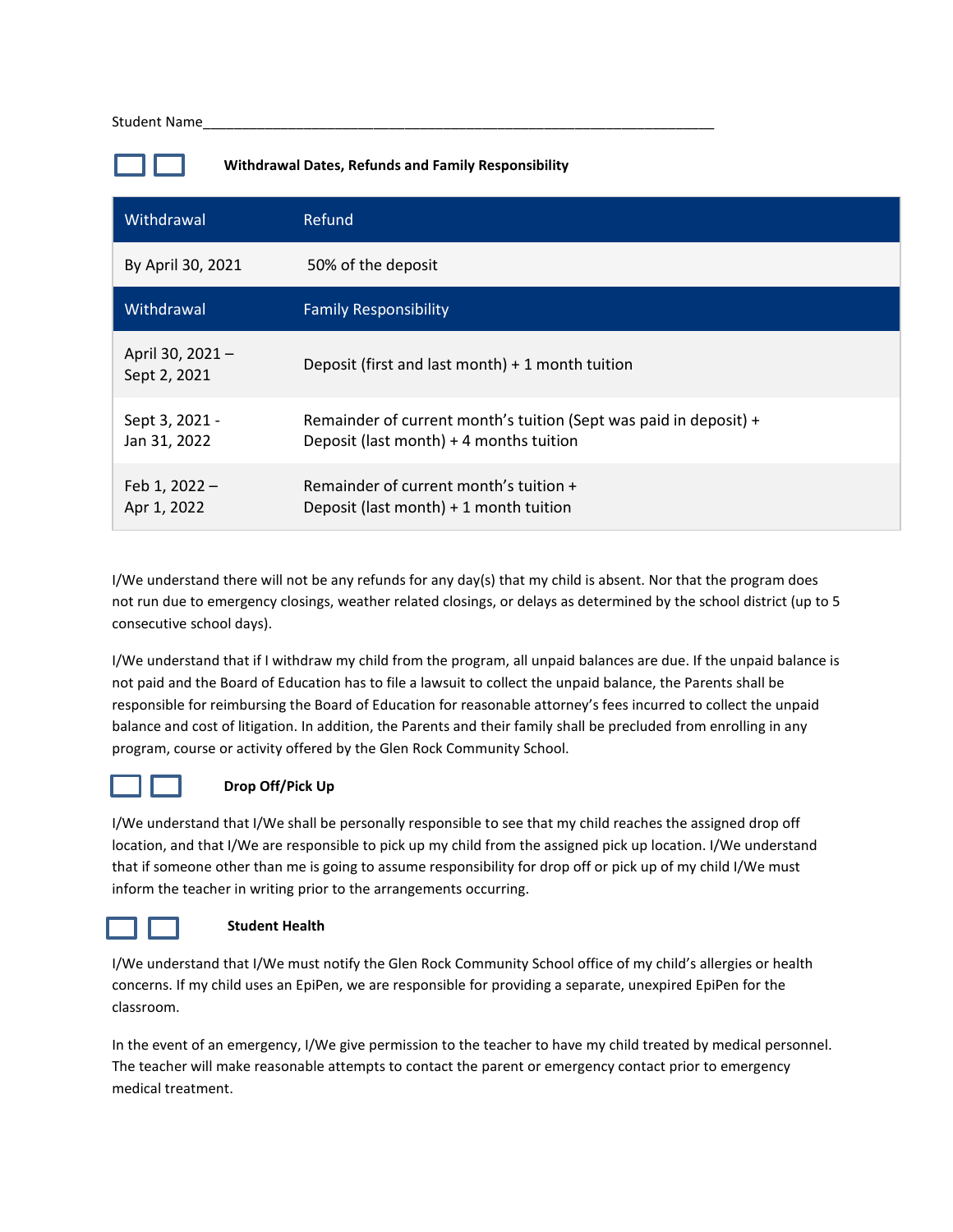Student Name_______________________________________________________________________

☐ ☐ **Withdrawal Dates, Refunds and Family Responsibility**

| Withdrawal | Refund |
|---|---|
| By April 30, 2021 | 50% of the deposit |
| **Withdrawal** | **Family Responsibility** |
| April 30, 2021 – Sept 2, 2021 | Deposit (first and last month) + 1 month tuition |
| Sept 3, 2021 - Jan 31, 2022 | Remainder of current month's tuition (Sept was paid in deposit) + Deposit (last month) + 4 months tuition |
| Feb 1, 2022 – Apr 1, 2022 | Remainder of current month's tuition + Deposit (last month) + 1 month tuition |

I/We understand there will not be any refunds for any day(s) that my child is absent. Nor that the program does not run due to emergency closings, weather related closings, or delays as determined by the school district (up to 5 consecutive school days).

I/We understand that if I withdraw my child from the program, all unpaid balances are due. If the unpaid balance is not paid and the Board of Education has to file a lawsuit to collect the unpaid balance, the Parents shall be responsible for reimbursing the Board of Education for reasonable attorney's fees incurred to collect the unpaid balance and cost of litigation. In addition, the Parents and their family shall be precluded from enrolling in any program, course or activity offered by the Glen Rock Community School.

☐ ☐ **Drop Off/Pick Up**

I/We understand that I/We shall be personally responsible to see that my child reaches the assigned drop off location, and that I/We are responsible to pick up my child from the assigned pick up location. I/We understand that if someone other than me is going to assume responsibility for drop off or pick up of my child I/We must inform the teacher in writing prior to the arrangements occurring.

☐ ☐ **Student Health**

I/We understand that I/We must notify the Glen Rock Community School office of my child's allergies or health concerns. If my child uses an EpiPen, we are responsible for providing a separate, unexpired EpiPen for the classroom.

In the event of an emergency, I/We give permission to the teacher to have my child treated by medical personnel. The teacher will make reasonable attempts to contact the parent or emergency contact prior to emergency medical treatment.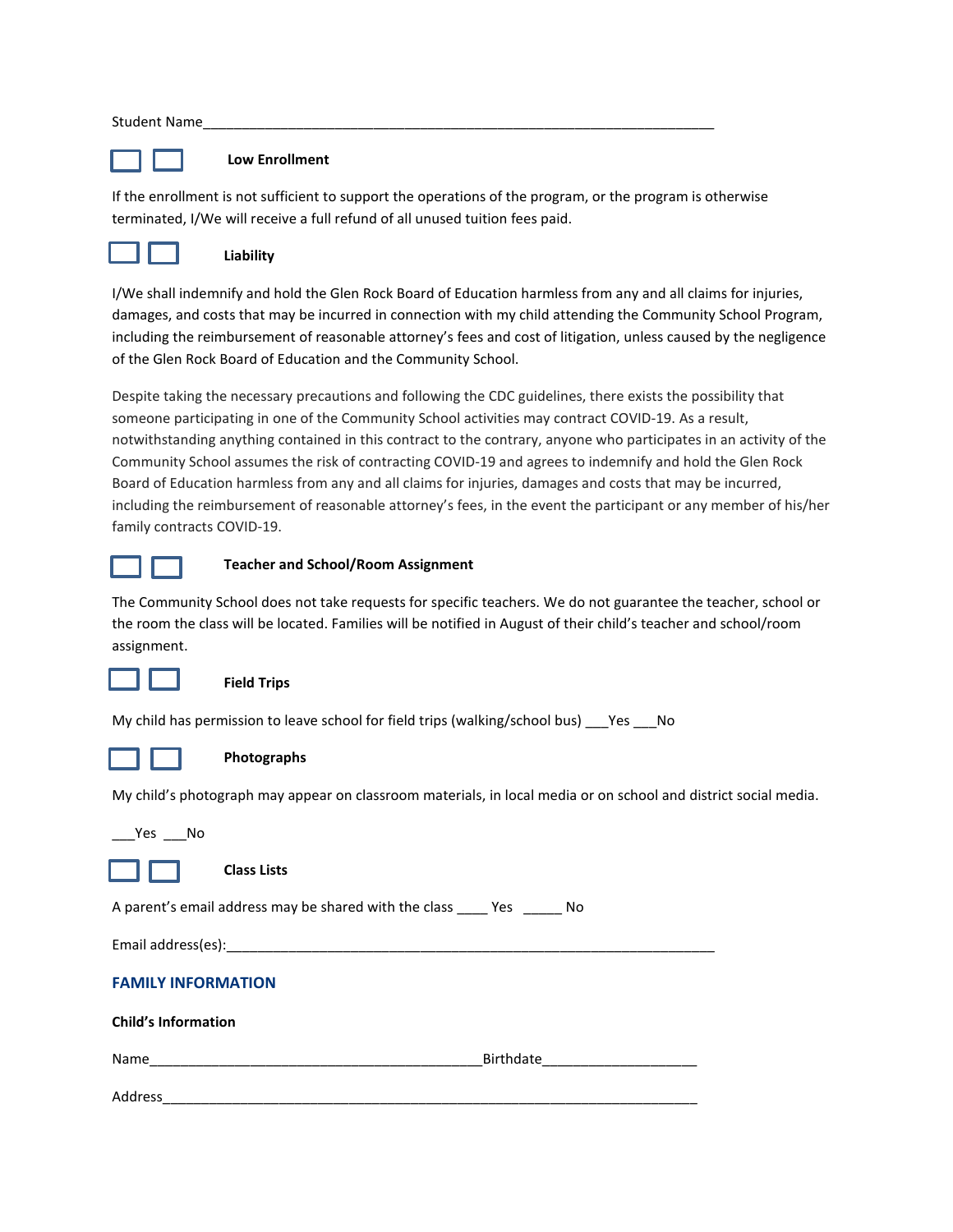Student Name\_\_\_\_\_\_\_\_\_\_\_\_\_\_\_\_\_\_\_\_\_\_\_\_\_\_\_\_\_\_\_\_\_\_\_\_\_\_\_\_\_\_\_\_\_\_\_\_\_\_\_\_\_\_\_\_\_\_\_\_\_\_\_\_

☐ ☐ **Low Enrollment**

If the enrollment is not sufficient to support the operations of the program, or the program is otherwise terminated, I/We will receive a full refund of all unused tuition fees paid.

☐ ☐ **Liability**

I/We shall indemnify and hold the Glen Rock Board of Education harmless from any and all claims for injuries, damages, and costs that may be incurred in connection with my child attending the Community School Program, including the reimbursement of reasonable attorney's fees and cost of litigation, unless caused by the negligence of the Glen Rock Board of Education and the Community School.

Despite taking the necessary precautions and following the CDC guidelines, there exists the possibility that someone participating in one of the Community School activities may contract COVID-19. As a result, notwithstanding anything contained in this contract to the contrary, anyone who participates in an activity of the Community School assumes the risk of contracting COVID-19 and agrees to indemnify and hold the Glen Rock Board of Education harmless from any and all claims for injuries, damages and costs that may be incurred, including the reimbursement of reasonable attorney's fees, in the event the participant or any member of his/her family contracts COVID-19.

☐ ☐ **Teacher and School/Room Assignment**

The Community School does not take requests for specific teachers. We do not guarantee the teacher, school or the room the class will be located. Families will be notified in August of their child's teacher and school/room assignment.

☐ ☐ **Field Trips**

My child has permission to leave school for field trips (walking/school bus) \_\_\_Yes \_\_\_No

☐ ☐ **Photographs**

My child's photograph may appear on classroom materials, in local media or on school and district social media.

\_\_\_Yes \_\_\_No

☐ ☐ **Class Lists**

A parent's email address may be shared with the class \_\_\_\_ Yes \_\_\_\_\_ No

Email address(es):\_\_\_\_\_\_\_\_\_\_\_\_\_\_\_\_\_\_\_\_\_\_\_\_\_\_\_\_\_\_\_\_\_\_\_\_\_\_\_\_\_\_\_\_\_\_\_\_\_\_\_\_\_\_\_\_\_\_\_\_\_\_

## FAMILY INFORMATION

**Child's Information**

Name\_\_\_\_\_\_\_\_\_\_\_\_\_\_\_\_\_\_\_\_\_\_\_\_\_\_\_\_\_\_\_\_\_\_\_\_\_\_\_\_\_\_\_Birthdate\_\_\_\_\_\_\_\_\_\_\_\_\_\_\_\_\_\_\_\_

Address\_\_\_\_\_\_\_\_\_\_\_\_\_\_\_\_\_\_\_\_\_\_\_\_\_\_\_\_\_\_\_\_\_\_\_\_\_\_\_\_\_\_\_\_\_\_\_\_\_\_\_\_\_\_\_\_\_\_\_\_\_\_\_\_\_\_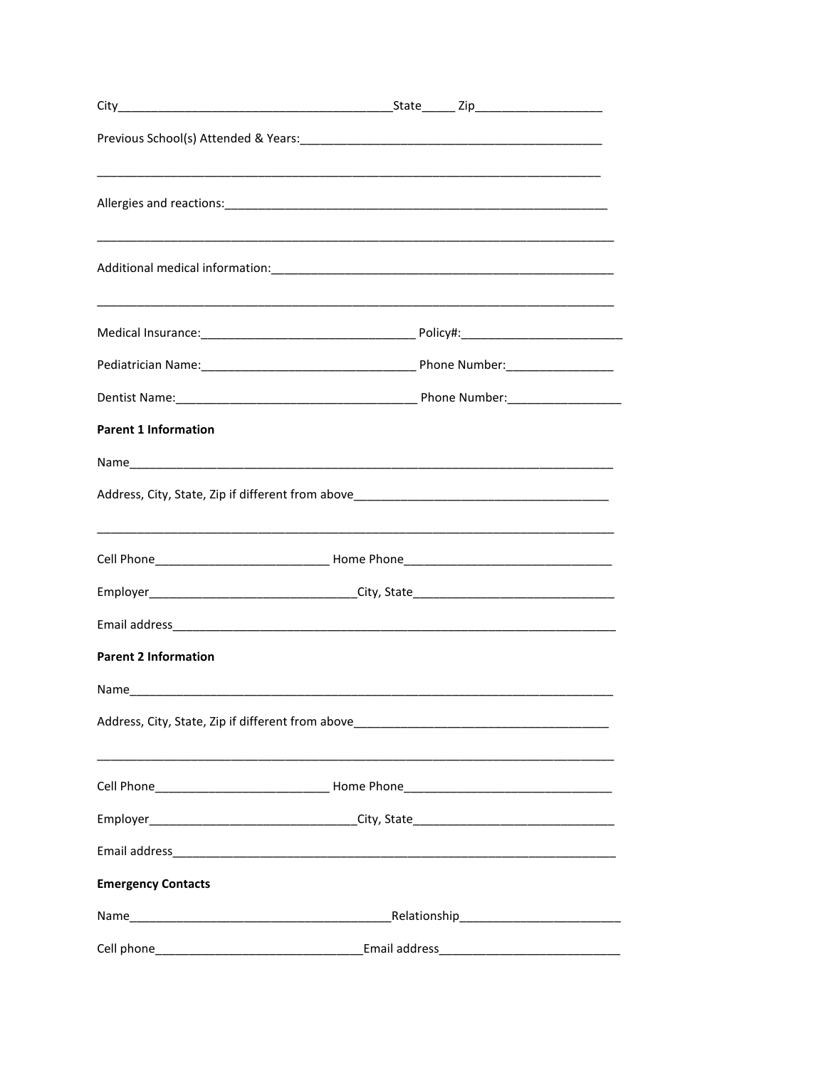City_________________________________________State_____ Zip___________________

Previous School(s) Attended & Years:_______________________________________________

_________________________________________________________________________________

Allergies and reactions:____________________________________________________________

_________________________________________________________________________________

Additional medical information:_____________________________________________________

_________________________________________________________________________________

Medical Insurance:________________________________ Policy#:________________________

Pediatrician Name:________________________________ Phone Number:________________

Dentist Name:____________________________________ Phone Number:_________________

**Parent 1 Information**

Name____________________________________________________________________________

Address, City, State, Zip if different from above______________________________________

_________________________________________________________________________________

Cell Phone__________________________ Home Phone_______________________________

Employer_______________________________City, State_______________________________

Email address_____________________________________________________________________

**Parent 2 Information**

Name____________________________________________________________________________

Address, City, State, Zip if different from above______________________________________

_________________________________________________________________________________

Cell Phone__________________________ Home Phone_______________________________

Employer_______________________________City, State_______________________________

Email address_____________________________________________________________________

**Emergency Contacts**

Name_______________________________________Relationship________________________

Cell phone_______________________________Email address___________________________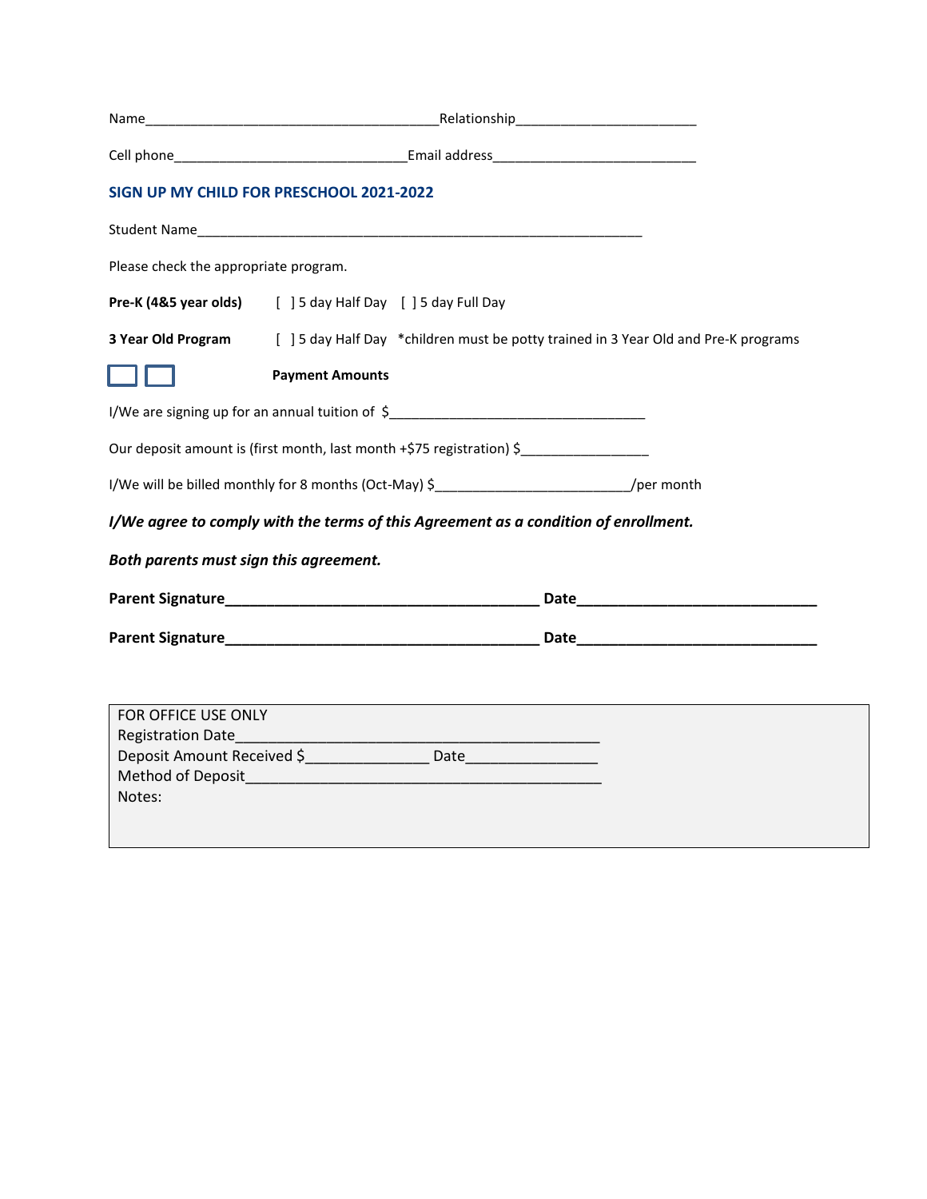Name________________________________________Relationship_________________________

Cell phone________________________________Email address____________________________

## SIGN UP MY CHILD FOR PRESCHOOL 2021-2022

Student Name_____________________________________________________________

Please check the appropriate program.

**Pre-K (4&5 year olds)** [ ] 5 day Half Day [ ] 5 day Full Day

**3 Year Old Program** [ ] 5 day Half Day *children must be potty trained in 3 Year Old and Pre-K programs

**Payment Amounts**

I/We are signing up for an annual tuition of $___________________________________

Our deposit amount is (first month, last month +$75 registration) $_________________

I/We will be billed monthly for 8 months (Oct-May) $__________________________/per month

***I/We agree to comply with the terms of this Agreement as a condition of enrollment.***

***Both parents must sign this agreement.***

**Parent Signature_________________________________________ Date________________________________**

**Parent Signature_________________________________________ Date________________________________**

FOR OFFICE USE ONLY
Registration Date_______________________________________________
Deposit Amount Received $________________ Date_________________
Method of Deposit_______________________________________________
Notes: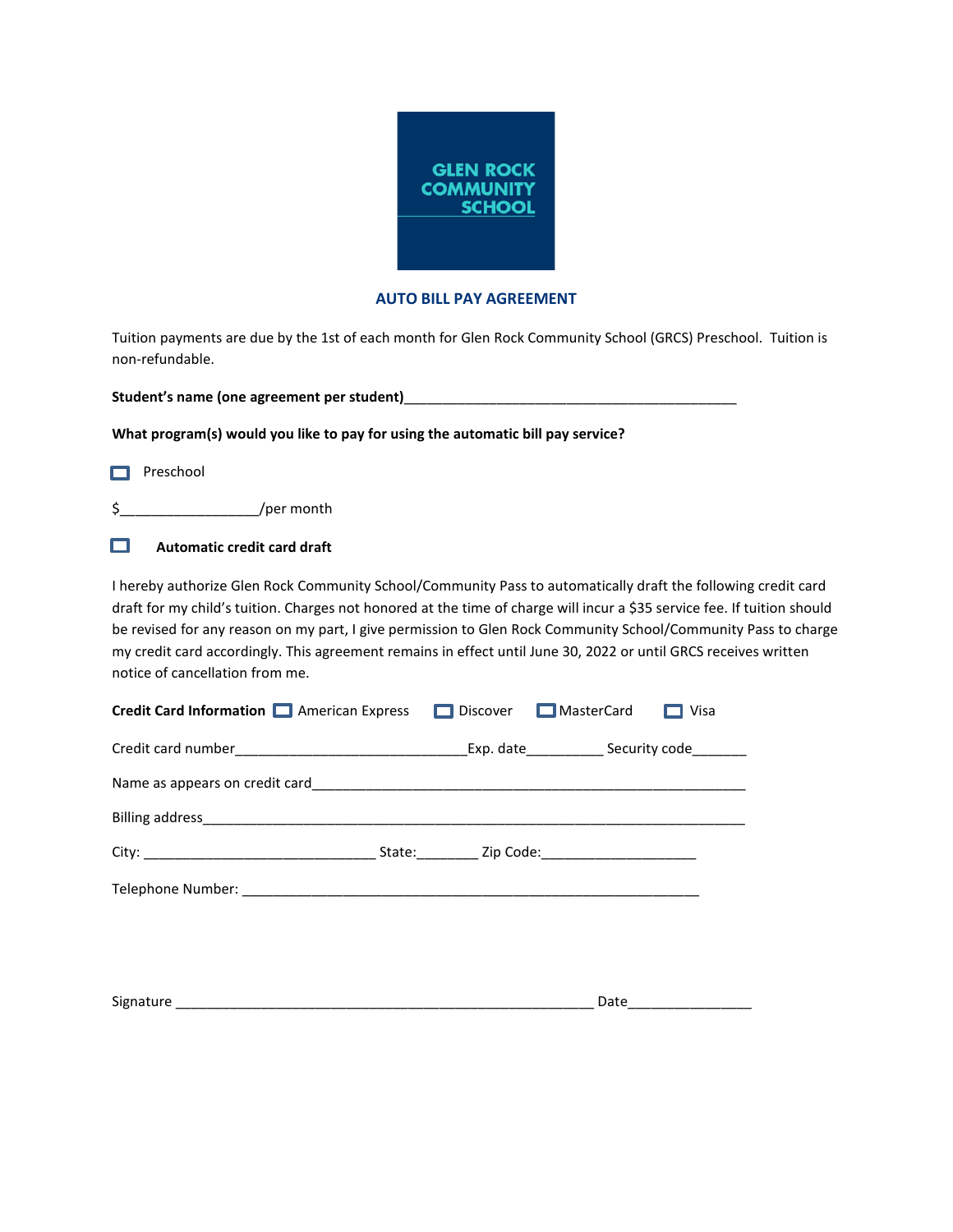GLEN ROCK COMMUNITY SCHOOL

## AUTO BILL PAY AGREEMENT

Tuition payments are due by the 1st of each month for Glen Rock Community School (GRCS) Preschool. Tuition is non-refundable.

**Student's name (one agreement per student)**___________________________________________

**What program(s) would you like to pay for using the automatic bill pay service?**

☐ Preschool

$_________________/per month

☐ **Automatic credit card draft**

I hereby authorize Glen Rock Community School/Community Pass to automatically draft the following credit card draft for my child's tuition. Charges not honored at the time of charge will incur a $35 service fee. If tuition should be revised for any reason on my part, I give permission to Glen Rock Community School/Community Pass to charge my credit card accordingly. This agreement remains in effect until June 30, 2022 or until GRCS receives written notice of cancellation from me.

**Credit Card Information** ☐ American Express ☐ Discover ☐ MasterCard ☐ Visa

Credit card number______________________________Exp. date__________ Security code_______

Name as appears on credit card________________________________________________________

Billing address______________________________________________________________________

City: ______________________________ State:________ Zip Code:____________________

Telephone Number: ___________________________________________________________

Signature ______________________________________________________ Date________________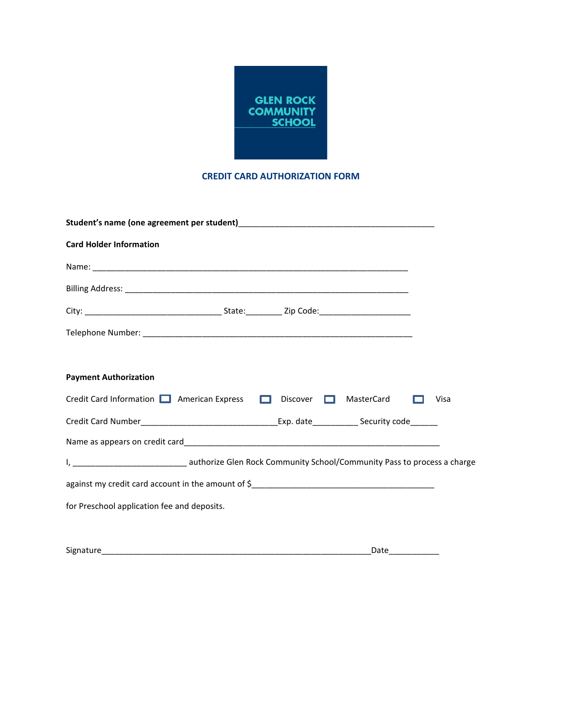GLEN ROCK COMMUNITY SCHOOL

## CREDIT CARD AUTHORIZATION FORM

**Student's name (one agreement per student)**_____________________________________________

**Card Holder Information**

Name: _________________________________________________________________________

Billing Address: _________________________________________________________________

City: _______________________________ State:________ Zip Code:_____________________

Telephone Number: ______________________________________________________________

**Payment Authorization**

Credit Card Information ☐ American Express ☐ Discover ☐ MasterCard ☐ Visa

Credit Card Number______________________________Exp. date__________ Security code______

Name as appears on credit card_________________________________________________________

I, _________________________ authorize Glen Rock Community School/Community Pass to process a charge

against my credit card account in the amount of $________________________________________

for Preschool application fee and deposits.

Signature____________________________________________________________Date___________